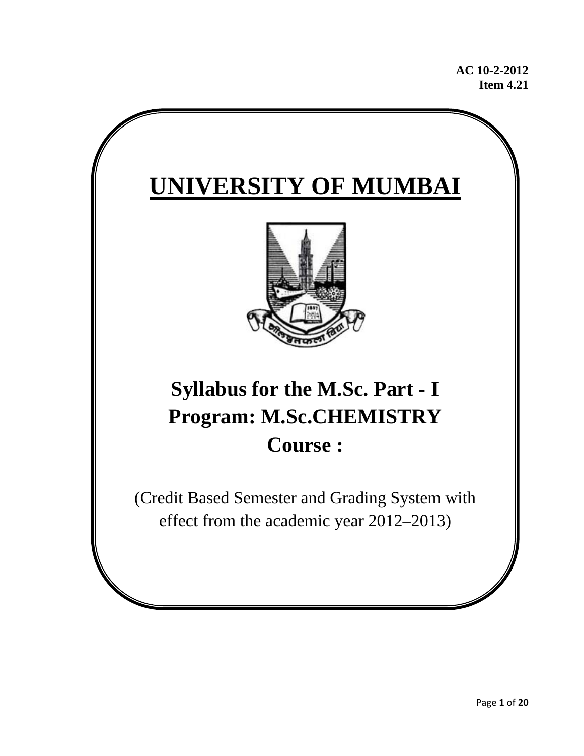**AC 10-2-2012**
**Item 4.21**

# UNIVERSITY OF MUMBAI

## Syllabus for the M.Sc. Part - I
## Program: M.Sc.CHEMISTRY
## Course :

(Credit Based Semester and Grading System with effect from the academic year 2012–2013)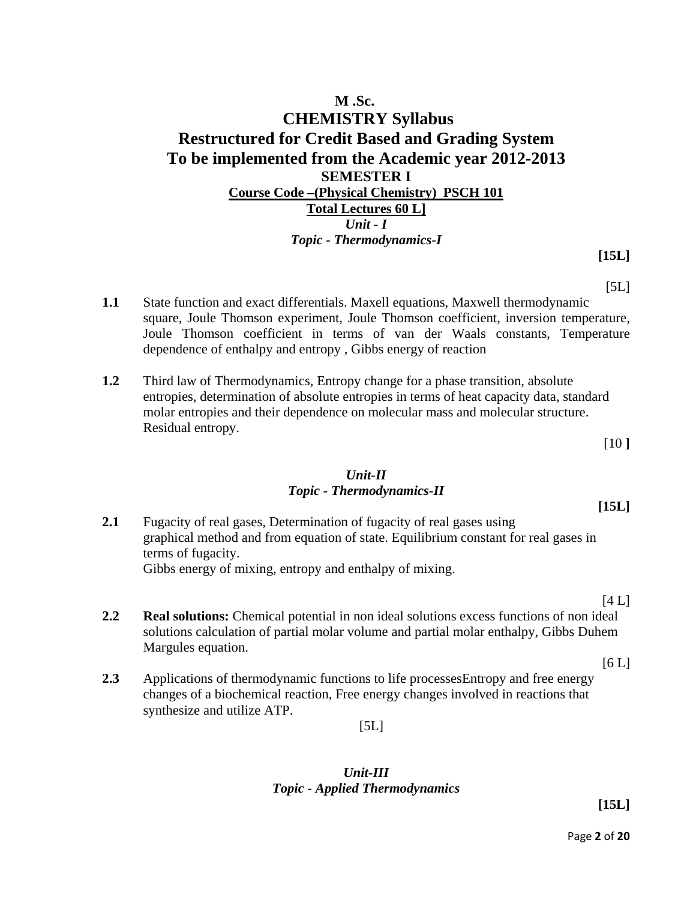# M .Sc.

# CHEMISTRY Syllabus

# Restructured for Credit Based and Grading System

# To be implemented from the Academic year 2012-2013

## SEMESTER I

**Course Code –(Physical Chemistry) PSCH 101**

**Total Lectures 60 L]**

***Unit - I***

***Topic - Thermodynamics-I***

**[15L]**

[5L]

**1.1** State function and exact differentials. Maxell equations, Maxwell thermodynamic square, Joule Thomson experiment, Joule Thomson coefficient, inversion temperature, Joule Thomson coefficient in terms of van der Waals constants, Temperature dependence of enthalpy and entropy , Gibbs energy of reaction

**1.2** Third law of Thermodynamics, Entropy change for a phase transition, absolute entropies, determination of absolute entropies in terms of heat capacity data, standard molar entropies and their dependence on molecular mass and molecular structure. Residual entropy.

[10 **]**

***Unit-II***

***Topic - Thermodynamics-II***

**[15L]**

**2.1** Fugacity of real gases, Determination of fugacity of real gases using graphical method and from equation of state. Equilibrium constant for real gases in terms of fugacity.
Gibbs energy of mixing, entropy and enthalpy of mixing.

[4 L]

**2.2** **Real solutions:** Chemical potential in non ideal solutions excess functions of non ideal solutions calculation of partial molar volume and partial molar enthalpy, Gibbs Duhem Margules equation.

[6 L]

**2.3** Applications of thermodynamic functions to life processesEntropy and free energy changes of a biochemical reaction, Free energy changes involved in reactions that synthesize and utilize ATP.

[5L]

***Unit-III***

***Topic - Applied Thermodynamics***

**[15L]**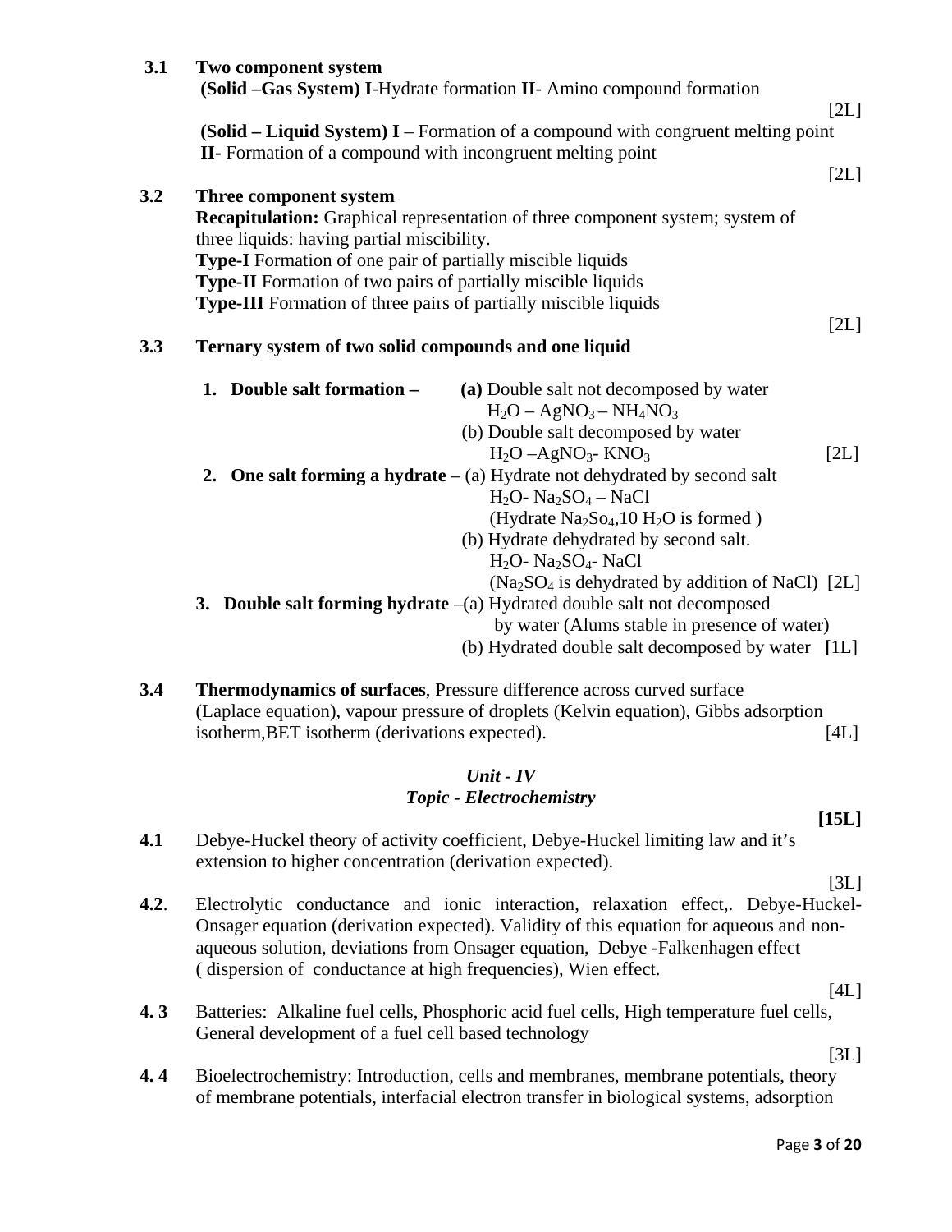**3.1** **Two component system**

**(Solid –Gas System) I**-Hydrate formation **II**- Amino compound formation [2L]

**(Solid – Liquid System) I** – Formation of a compound with congruent melting point **II-** Formation of a compound with incongruent melting point [2L]

**3.2** **Three component system**

**Recapitulation:** Graphical representation of three component system; system of three liquids: having partial miscibility.

**Type-I** Formation of one pair of partially miscible liquids

**Type-II** Formation of two pairs of partially miscible liquids

**Type-III** Formation of three pairs of partially miscible liquids [2L]

**3.3** **Ternary system of two solid compounds and one liquid**

1. **Double salt formation –** **(a)** Double salt not decomposed by water $H_2O – AgNO_3 – NH_4NO_3$
   (b) Double salt decomposed by water $H_2O – AgNO_3- KNO_3$ [2L]
2. **One salt forming a hydrate** – (a) Hydrate not dehydrated by second salt $H_2O- Na_2SO_4 – NaCl$ (Hydrate $Na_2So_4$,10 $H_2O$ is formed )
   (b) Hydrate dehydrated by second salt. $H_2O- Na_2SO_4- NaCl$ ($Na_2SO_4$ is dehydrated by addition of NaCl) [2L]
3. **Double salt forming hydrate** –(a) Hydrated double salt not decomposed by water (Alums stable in presence of water)
   (b) Hydrated double salt decomposed by water **[**1L]

**3.4** **Thermodynamics of surfaces**, Pressure difference across curved surface (Laplace equation), vapour pressure of droplets (Kelvin equation), Gibbs adsorption isotherm,BET isotherm (derivations expected). [4L]

## *Unit - IV*
## *Topic - Electrochemistry*

**[15L]**

**4.1** Debye-Huckel theory of activity coefficient, Debye-Huckel limiting law and it's extension to higher concentration (derivation expected). [3L]

**4.2**. Electrolytic conductance and ionic interaction, relaxation effect,. Debye-Huckel-Onsager equation (derivation expected). Validity of this equation for aqueous and non-aqueous solution, deviations from Onsager equation, Debye -Falkenhagen effect ( dispersion of conductance at high frequencies), Wien effect. [4L]

**4. 3** Batteries: Alkaline fuel cells, Phosphoric acid fuel cells, High temperature fuel cells, General development of a fuel cell based technology [3L]

**4. 4** Bioelectrochemistry: Introduction, cells and membranes, membrane potentials, theory of membrane potentials, interfacial electron transfer in biological systems, adsorption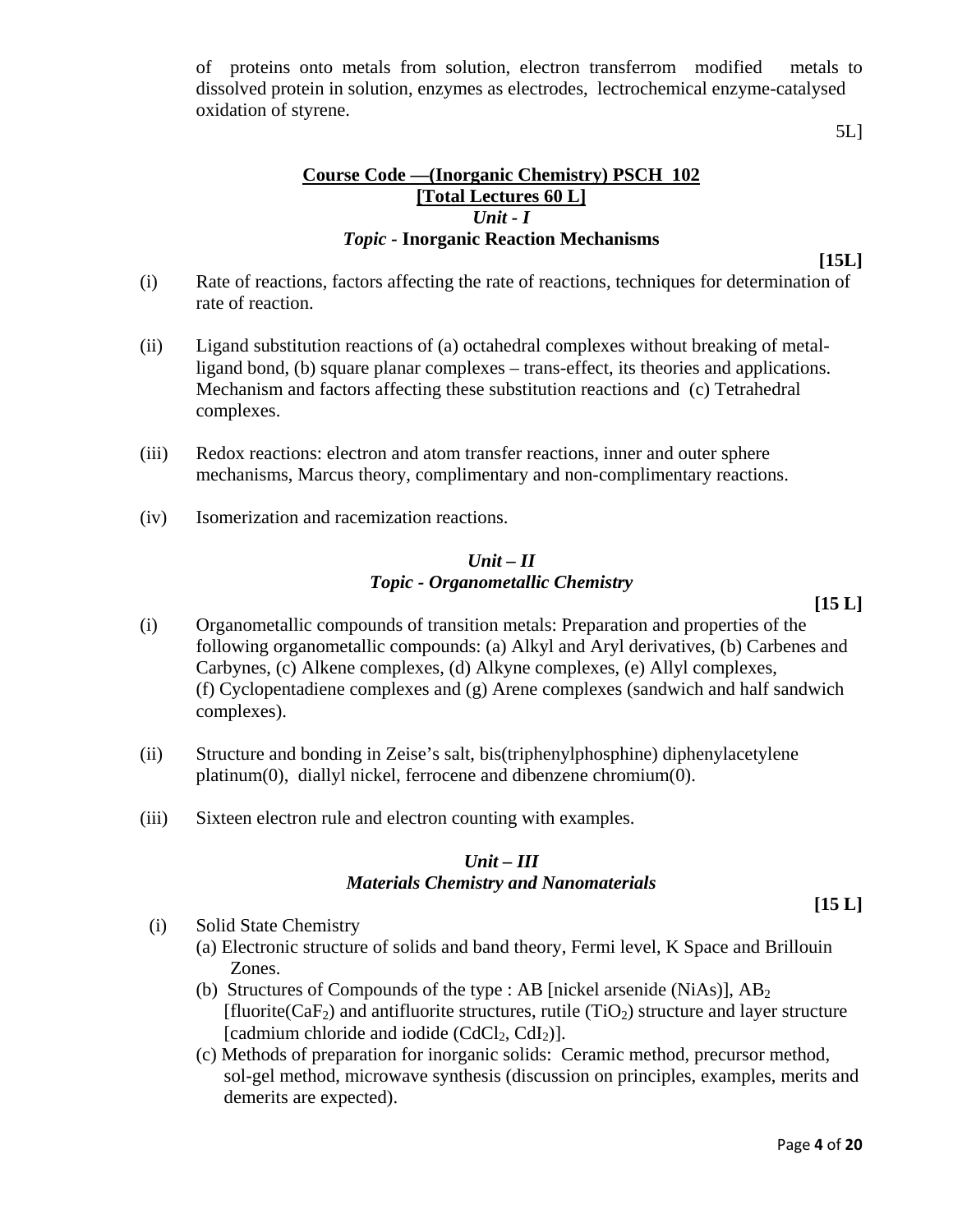of proteins onto metals from solution, electron transferrom modified metals to dissolved protein in solution, enzymes as electrodes, lectrochemical enzyme-catalysed oxidation of styrene.

5L]

**Course Code —(Inorganic Chemistry) PSCH 102**
**[Total Lectures 60 L]**
***Unit - I***
***Topic* - Inorganic Reaction Mechanisms**

**[15L]**

(i) Rate of reactions, factors affecting the rate of reactions, techniques for determination of rate of reaction.

(ii) Ligand substitution reactions of (a) octahedral complexes without breaking of metal-ligand bond, (b) square planar complexes – trans-effect, its theories and applications. Mechanism and factors affecting these substitution reactions and (c) Tetrahedral complexes.

(iii) Redox reactions: electron and atom transfer reactions, inner and outer sphere mechanisms, Marcus theory, complimentary and non-complimentary reactions.

(iv) Isomerization and racemization reactions.

***Unit – II***
***Topic - Organometallic Chemistry***

**[15 L]**

(i) Organometallic compounds of transition metals: Preparation and properties of the following organometallic compounds: (a) Alkyl and Aryl derivatives, (b) Carbenes and Carbynes, (c) Alkene complexes, (d) Alkyne complexes, (e) Allyl complexes, (f) Cyclopentadiene complexes and (g) Arene complexes (sandwich and half sandwich complexes).

(ii) Structure and bonding in Zeise's salt, bis(triphenylphosphine) diphenylacetylene platinum(0), diallyl nickel, ferrocene and dibenzene chromium(0).

(iii) Sixteen electron rule and electron counting with examples.

***Unit – III***
***Materials Chemistry and Nanomaterials***

**[15 L]**

(i) Solid State Chemistry
(a) Electronic structure of solids and band theory, Fermi level, K Space and Brillouin Zones.
(b) Structures of Compounds of the type : AB [nickel arsenide (NiAs)], $AB_2$ [fluorite($CaF_2$) and antifluorite structures, rutile ($TiO_2$) structure and layer structure [cadmium chloride and iodide ($CdCl_2$, $CdI_2$)].
(c) Methods of preparation for inorganic solids: Ceramic method, precursor method, sol-gel method, microwave synthesis (discussion on principles, examples, merits and demerits are expected).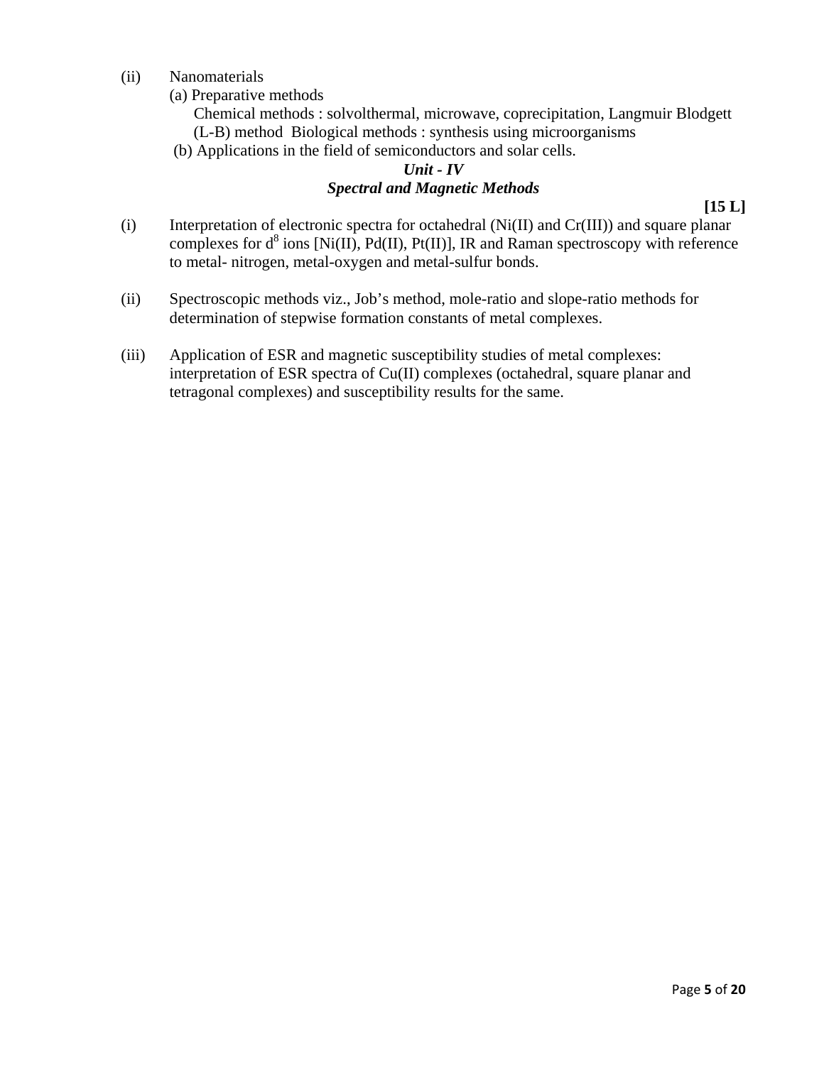(ii) Nanomaterials

(a) Preparative methods

Chemical methods : solvolthermal, microwave, coprecipitation, Langmuir Blodgett (L-B) method  Biological methods : synthesis using microorganisms

(b) Applications in the field of semiconductors and solar cells.

### *Unit - IV*

### *Spectral and Magnetic Methods*

**[15 L]**

(i) Interpretation of electronic spectra for octahedral (Ni(II) and Cr(III)) and square planar complexes for $d^8$ ions [Ni(II), Pd(II), Pt(II)], IR and Raman spectroscopy with reference to metal- nitrogen, metal-oxygen and metal-sulfur bonds.

(ii) Spectroscopic methods viz., Job's method, mole-ratio and slope-ratio methods for determination of stepwise formation constants of metal complexes.

(iii) Application of ESR and magnetic susceptibility studies of metal complexes: interpretation of ESR spectra of Cu(II) complexes (octahedral, square planar and tetragonal complexes) and susceptibility results for the same.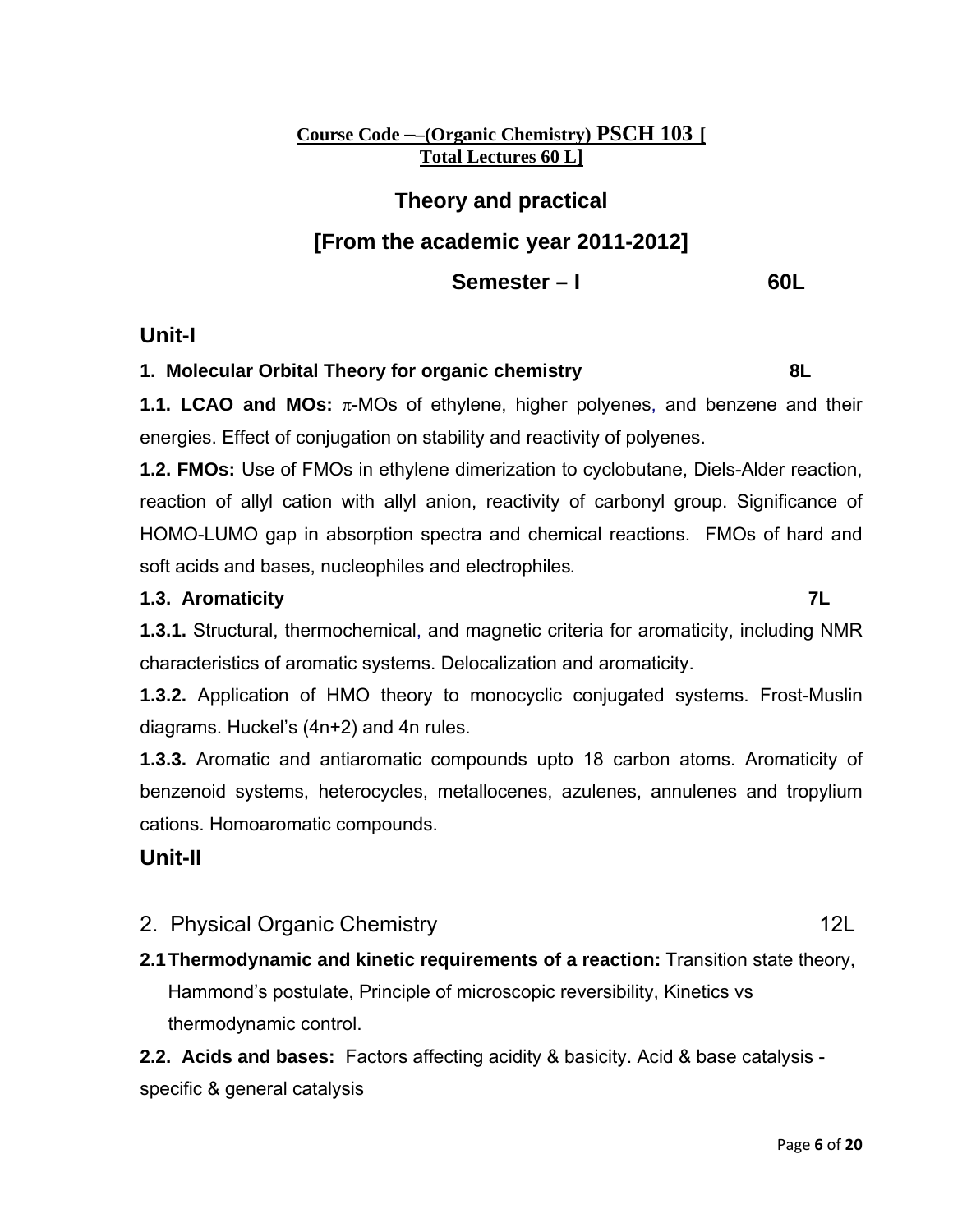**Course Code —(Organic Chemistry) PSCH 103 [ Total Lectures 60 L]**

## Theory and practical

## [From the academic year 2011-2012]

### Semester – I 60L

## Unit-I

**1. Molecular Orbital Theory for organic chemistry 8L**

**1.1. LCAO and MOs:** $\pi$-MOs of ethylene, higher polyenes, and benzene and their energies. Effect of conjugation on stability and reactivity of polyenes.

**1.2. FMOs:** Use of FMOs in ethylene dimerization to cyclobutane, Diels-Alder reaction, reaction of allyl cation with allyl anion, reactivity of carbonyl group. Significance of HOMO-LUMO gap in absorption spectra and chemical reactions. FMOs of hard and soft acids and bases, nucleophiles and electrophiles*.*

**1.3. Aromaticity 7L**

**1.3.1.** Structural, thermochemical, and magnetic criteria for aromaticity, including NMR characteristics of aromatic systems. Delocalization and aromaticity.

**1.3.2.** Application of HMO theory to monocyclic conjugated systems. Frost-Muslin diagrams. Huckel's (4n+2) and 4n rules.

**1.3.3.** Aromatic and antiaromatic compounds upto 18 carbon atoms. Aromaticity of benzenoid systems, heterocycles, metallocenes, azulenes, annulenes and tropylium cations. Homoaromatic compounds.

## Unit-II

2. Physical Organic Chemistry 12L

**2.1 Thermodynamic and kinetic requirements of a reaction:** Transition state theory, Hammond's postulate, Principle of microscopic reversibility, Kinetics vs thermodynamic control.

**2.2. Acids and bases:** Factors affecting acidity & basicity. Acid & base catalysis - specific & general catalysis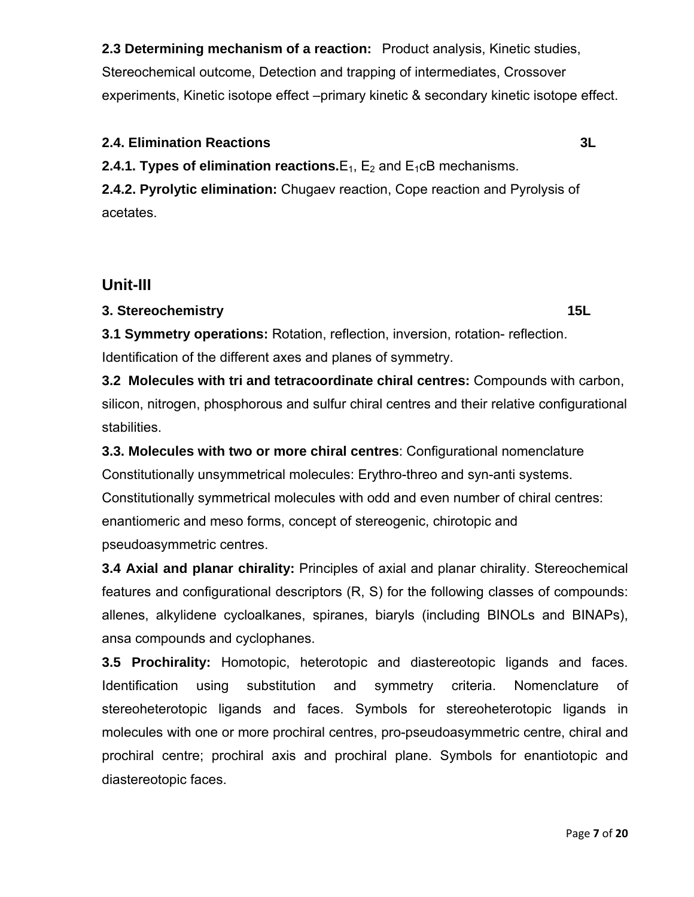**2.3 Determining mechanism of a reaction:** Product analysis, Kinetic studies, Stereochemical outcome, Detection and trapping of intermediates, Crossover experiments, Kinetic isotope effect –primary kinetic & secondary kinetic isotope effect.

**2.4. Elimination Reactions** **3L**

**2.4.1. Types of elimination reactions.** $E_1$, $E_2$ and $E_1cB$ mechanisms.

**2.4.2. Pyrolytic elimination:** Chugaev reaction, Cope reaction and Pyrolysis of acetates.

## Unit-III

**3. Stereochemistry** **15L**

**3.1 Symmetry operations:** Rotation, reflection, inversion, rotation- reflection. Identification of the different axes and planes of symmetry.

**3.2 Molecules with tri and tetracoordinate chiral centres:** Compounds with carbon, silicon, nitrogen, phosphorous and sulfur chiral centres and their relative configurational stabilities.

**3.3. Molecules with two or more chiral centres**: Configurational nomenclature Constitutionally unsymmetrical molecules: Erythro-threo and syn-anti systems. Constitutionally symmetrical molecules with odd and even number of chiral centres: enantiomeric and meso forms, concept of stereogenic, chirotopic and pseudoasymmetric centres.

**3.4 Axial and planar chirality:** Principles of axial and planar chirality. Stereochemical features and configurational descriptors (R, S) for the following classes of compounds: allenes, alkylidene cycloalkanes, spiranes, biaryls (including BINOLs and BINAPs), ansa compounds and cyclophanes.

**3.5 Prochirality:** Homotopic, heterotopic and diastereotopic ligands and faces. Identification using substitution and symmetry criteria. Nomenclature of stereoheterotopic ligands and faces. Symbols for stereoheterotopic ligands in molecules with one or more prochiral centres, pro-pseudoasymmetric centre, chiral and prochiral centre; prochiral axis and prochiral plane. Symbols for enantiotopic and diastereotopic faces.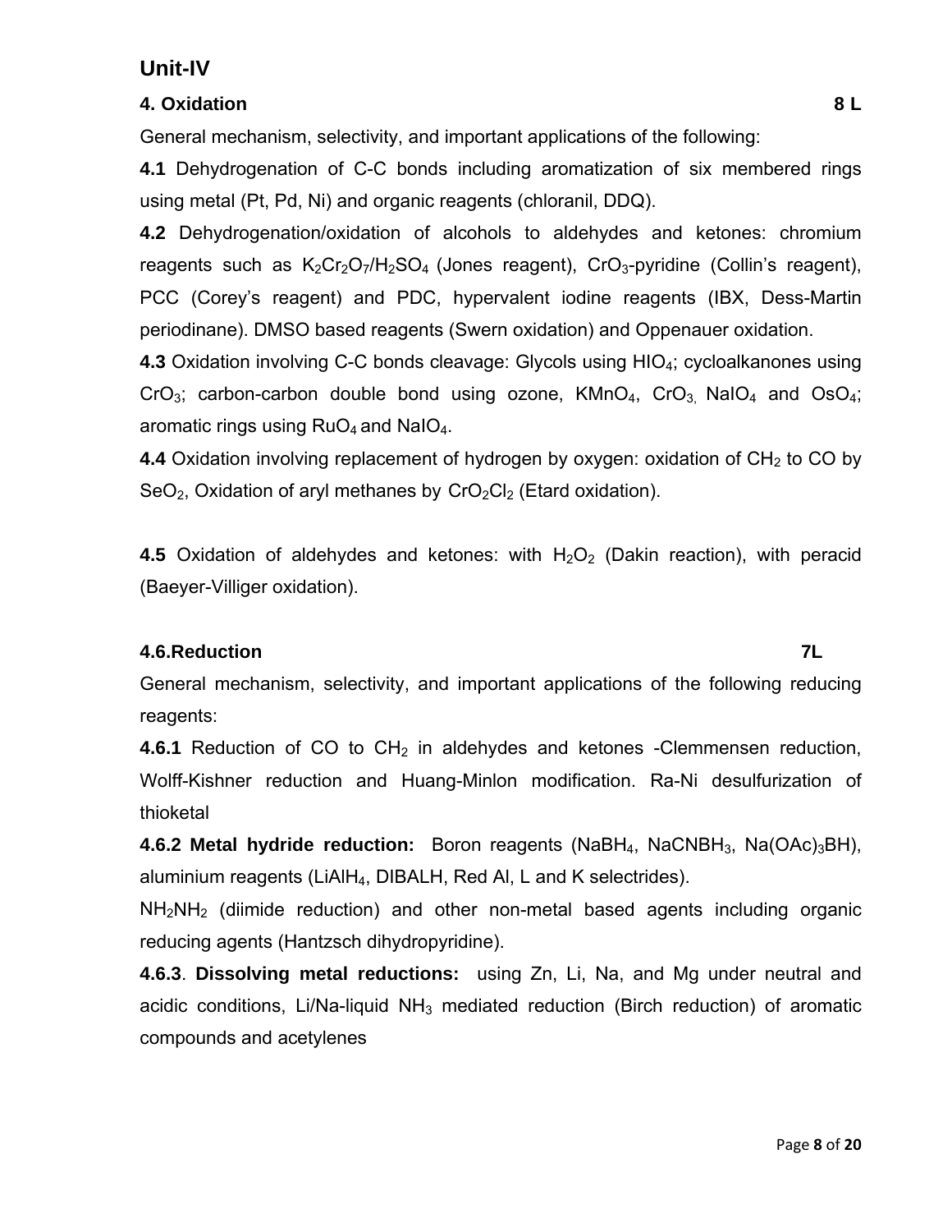## Unit-IV

### 4. Oxidation 8 L

General mechanism, selectivity, and important applications of the following:

**4.1** Dehydrogenation of C-C bonds including aromatization of six membered rings using metal (Pt, Pd, Ni) and organic reagents (chloranil, DDQ).

**4.2** Dehydrogenation/oxidation of alcohols to aldehydes and ketones: chromium reagents such as $K_2Cr_2O_7/H_2SO_4$ (Jones reagent), $CrO_3$-pyridine (Collin's reagent), PCC (Corey's reagent) and PDC, hypervalent iodine reagents (IBX, Dess-Martin periodinane). DMSO based reagents (Swern oxidation) and Oppenauer oxidation.

**4.3** Oxidation involving C-C bonds cleavage: Glycols using $HIO_4$; cycloalkanones using $CrO_3$; carbon-carbon double bond using ozone, $KMnO_4$, $CrO_3$, $NaIO_4$ and $OsO_4$; aromatic rings using $RuO_4$ and $NaIO_4$.

**4.4** Oxidation involving replacement of hydrogen by oxygen: oxidation of $CH_2$ to CO by $SeO_2$, Oxidation of aryl methanes by $CrO_2Cl_2$ (Etard oxidation).

**4.5** Oxidation of aldehydes and ketones: with $H_2O_2$ (Dakin reaction), with peracid (Baeyer-Villiger oxidation).

### 4.6. Reduction 7L

General mechanism, selectivity, and important applications of the following reducing reagents:

**4.6.1** Reduction of CO to $CH_2$ in aldehydes and ketones -Clemmensen reduction, Wolff-Kishner reduction and Huang-Minlon modification. Ra-Ni desulfurization of thioketal

**4.6.2 Metal hydride reduction:** Boron reagents ($NaBH_4$, $NaCNBH_3$, $Na(OAc)_3BH$), aluminium reagents ($LiAlH_4$, DIBALH, Red Al, L and K selectrides).

$NH_2NH_2$ (diimide reduction) and other non-metal based agents including organic reducing agents (Hantzsch dihydropyridine).

**4.6.3**. **Dissolving metal reductions:** using Zn, Li, Na, and Mg under neutral and acidic conditions, Li/Na-liquid $NH_3$ mediated reduction (Birch reduction) of aromatic compounds and acetylenes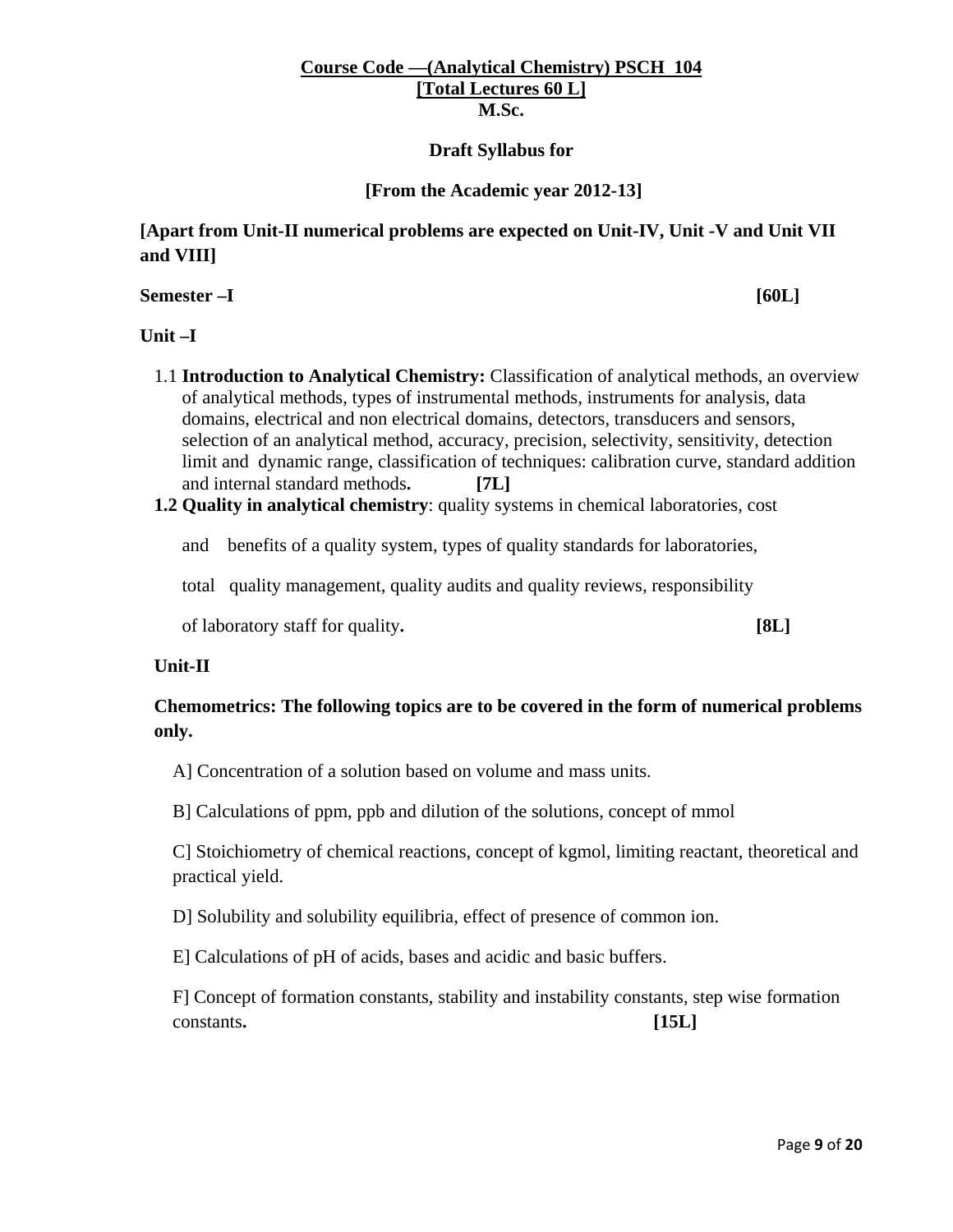**Course Code —(Analytical Chemistry) PSCH 104**
**[Total Lectures 60 L]**
**M.Sc.**

**Draft Syllabus for**

**[From the Academic year 2012-13]**

**[Apart from Unit-II numerical problems are expected on Unit-IV, Unit -V and Unit VII and VIII]**

**Semester –I** **[60L]**

**Unit –I**

1.1 **Introduction to Analytical Chemistry:** Classification of analytical methods, an overview of analytical methods, types of instrumental methods, instruments for analysis, data domains, electrical and non electrical domains, detectors, transducers and sensors, selection of an analytical method, accuracy, precision, selectivity, sensitivity, detection limit and dynamic range, classification of techniques: calibration curve, standard addition and internal standard methods**.** **[7L]**

**1.2 Quality in analytical chemistry**: quality systems in chemical laboratories, cost and benefits of a quality system, types of quality standards for laboratories, total quality management, quality audits and quality reviews, responsibility of laboratory staff for quality**.** **[8L]**

**Unit-II**

**Chemometrics: The following topics are to be covered in the form of numerical problems only.**

A] Concentration of a solution based on volume and mass units.

B] Calculations of ppm, ppb and dilution of the solutions, concept of mmol

C] Stoichiometry of chemical reactions, concept of kgmol, limiting reactant, theoretical and practical yield.

D] Solubility and solubility equilibria, effect of presence of common ion.

E] Calculations of pH of acids, bases and acidic and basic buffers.

F] Concept of formation constants, stability and instability constants, step wise formation constants**.** **[15L]**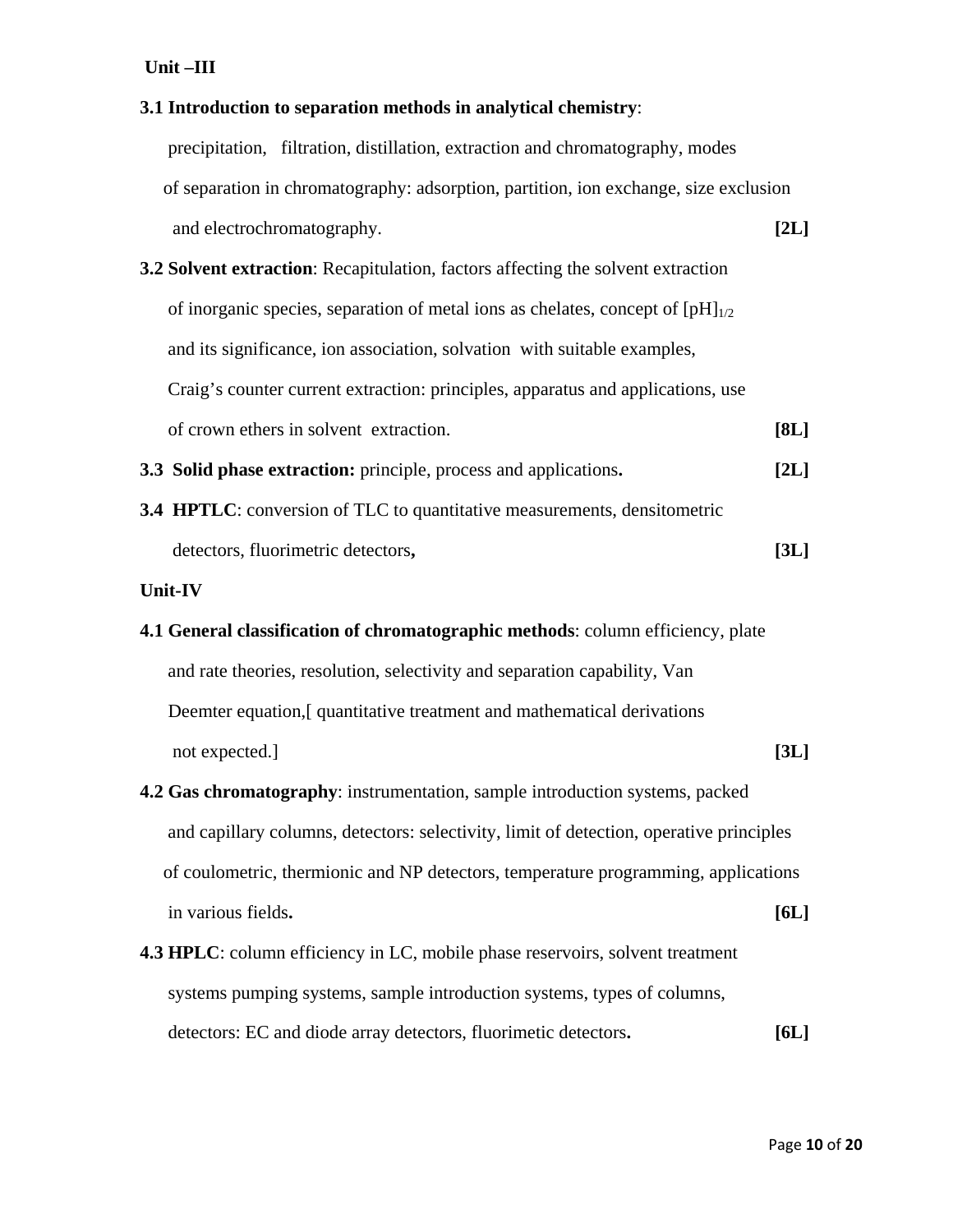**Unit –III**

**3.1 Introduction to separation methods in analytical chemistry**: precipitation, filtration, distillation, extraction and chromatography, modes of separation in chromatography: adsorption, partition, ion exchange, size exclusion and electrochromatography. **[2L]**

**3.2 Solvent extraction**: Recapitulation, factors affecting the solvent extraction of inorganic species, separation of metal ions as chelates, concept of $[pH]_{1/2}$ and its significance, ion association, solvation with suitable examples, Craig's counter current extraction: principles, apparatus and applications, use of crown ethers in solvent extraction. **[8L]**

**3.3 Solid phase extraction:** principle, process and applications**.** **[2L]**

**3.4 HPTLC**: conversion of TLC to quantitative measurements, densitometric detectors, fluorimetric detectors**,** **[3L]**

**Unit-IV**

**4.1 General classification of chromatographic methods**: column efficiency, plate and rate theories, resolution, selectivity and separation capability, Van Deemter equation,[ quantitative treatment and mathematical derivations not expected.] **[3L]**

**4.2 Gas chromatography**: instrumentation, sample introduction systems, packed and capillary columns, detectors: selectivity, limit of detection, operative principles of coulometric, thermionic and NP detectors, temperature programming, applications in various fields**.** **[6L]**

**4.3 HPLC**: column efficiency in LC, mobile phase reservoirs, solvent treatment systems pumping systems, sample introduction systems, types of columns, detectors: EC and diode array detectors, fluorimetic detectors**.** **[6L]**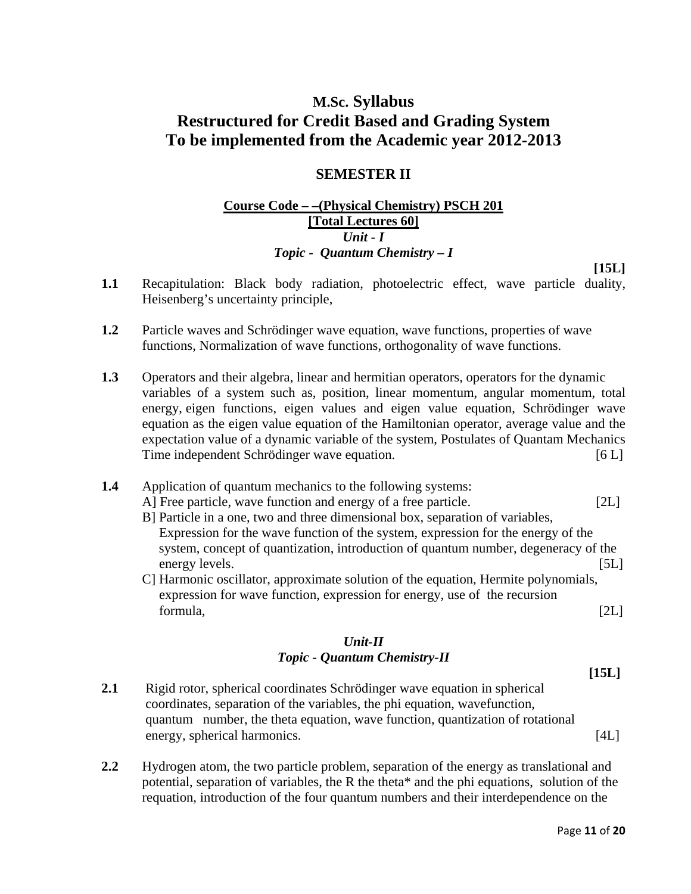# M.Sc. Syllabus
# Restructured for Credit Based and Grading System
# To be implemented from the Academic year 2012-2013

## SEMESTER II

**Course Code – –(Physical Chemistry) PSCH 201**
**[Total Lectures 60]**
***Unit - I***
***Topic - Quantum Chemistry – I***

**[15L]**

**1.1** Recapitulation: Black body radiation, photoelectric effect, wave particle duality, Heisenberg's uncertainty principle,

**1.2** Particle waves and Schrödinger wave equation, wave functions, properties of wave functions, Normalization of wave functions, orthogonality of wave functions.

**1.3** Operators and their algebra, linear and hermitian operators, operators for the dynamic variables of a system such as, position, linear momentum, angular momentum, total energy, eigen functions, eigen values and eigen value equation, Schrödinger wave equation as the eigen value equation of the Hamiltonian operator, average value and the expectation value of a dynamic variable of the system, Postulates of Quantam Mechanics Time independent Schrödinger wave equation. [6 L]

**1.4** Application of quantum mechanics to the following systems:
A] Free particle, wave function and energy of a free particle. [2L]
B] Particle in a one, two and three dimensional box, separation of variables, Expression for the wave function of the system, expression for the energy of the system, concept of quantization, introduction of quantum number, degeneracy of the energy levels. [5L]
C] Harmonic oscillator, approximate solution of the equation, Hermite polynomials, expression for wave function, expression for energy, use of the recursion formula, [2L]

***Unit-II***
***Topic - Quantum Chemistry-II***

**[15L]**

**2.1** Rigid rotor, spherical coordinates Schrödinger wave equation in spherical coordinates, separation of the variables, the phi equation, wavefunction, quantum number, the theta equation, wave function, quantization of rotational energy, spherical harmonics. [4L]

**2.2** Hydrogen atom, the two particle problem, separation of the energy as translational and potential, separation of variables, the R the theta* and the phi equations, solution of the requation, introduction of the four quantum numbers and their interdependence on the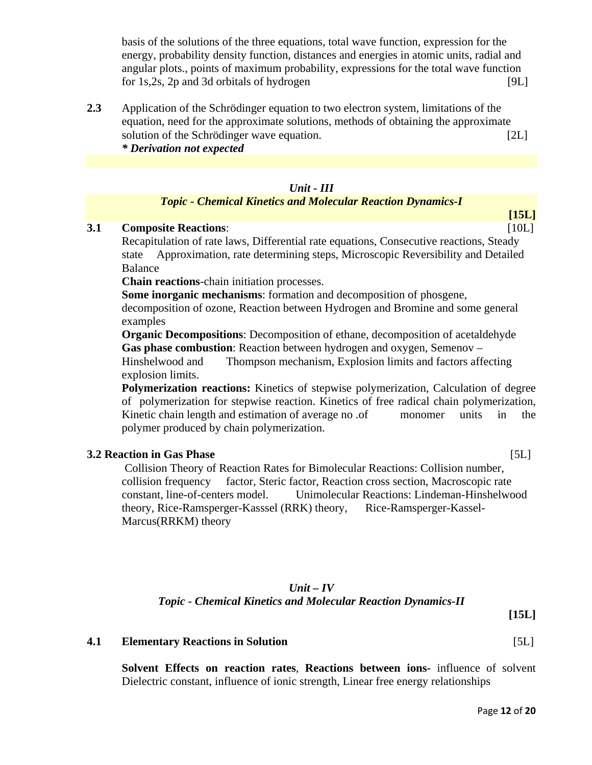basis of the solutions of the three equations, total wave function, expression for the energy, probability density function, distances and energies in atomic units, radial and angular plots., points of maximum probability, expressions for the total wave function for 1s,2s, 2p and 3d orbitals of hydrogen [9L]

**2.3** Application of the Schrödinger equation to two electron system, limitations of the equation, need for the approximate solutions, methods of obtaining the approximate solution of the Schrödinger wave equation. [2L]
***\* Derivation not expected***

## *Unit - III*

### *Topic - Chemical Kinetics and Molecular Reaction Dynamics-I*

**[15L]**

**3.1 Composite Reactions**: [10L]

Recapitulation of rate laws, Differential rate equations, Consecutive reactions, Steady state Approximation, rate determining steps, Microscopic Reversibility and Detailed Balance

**Chain reactions**-chain initiation processes.

**Some inorganic mechanisms**: formation and decomposition of phosgene, decomposition of ozone, Reaction between Hydrogen and Bromine and some general examples

**Organic Decompositions**: Decomposition of ethane, decomposition of acetaldehyde

**Gas phase combustion**: Reaction between hydrogen and oxygen, Semenov – Hinshelwood and Thompson mechanism, Explosion limits and factors affecting explosion limits.

**Polymerization reactions:** Kinetics of stepwise polymerization, Calculation of degree of polymerization for stepwise reaction. Kinetics of free radical chain polymerization, Kinetic chain length and estimation of average no .of monomer units in the polymer produced by chain polymerization.

**3.2 Reaction in Gas Phase** [5L]

Collision Theory of Reaction Rates for Bimolecular Reactions: Collision number, collision frequency factor, Steric factor, Reaction cross section, Macroscopic rate constant, line-of-centers model. Unimolecular Reactions: Lindeman-Hinshelwood theory, Rice-Ramsperger-Kasssel (RRK) theory, Rice-Ramsperger-Kassel-Marcus(RRKM) theory

## *Unit – IV*

### *Topic - Chemical Kinetics and Molecular Reaction Dynamics-II*

**[15L]**

**4.1 Elementary Reactions in Solution** [5L]

**Solvent Effects on reaction rates**, **Reactions between ions-** influence of solvent Dielectric constant, influence of ionic strength, Linear free energy relationships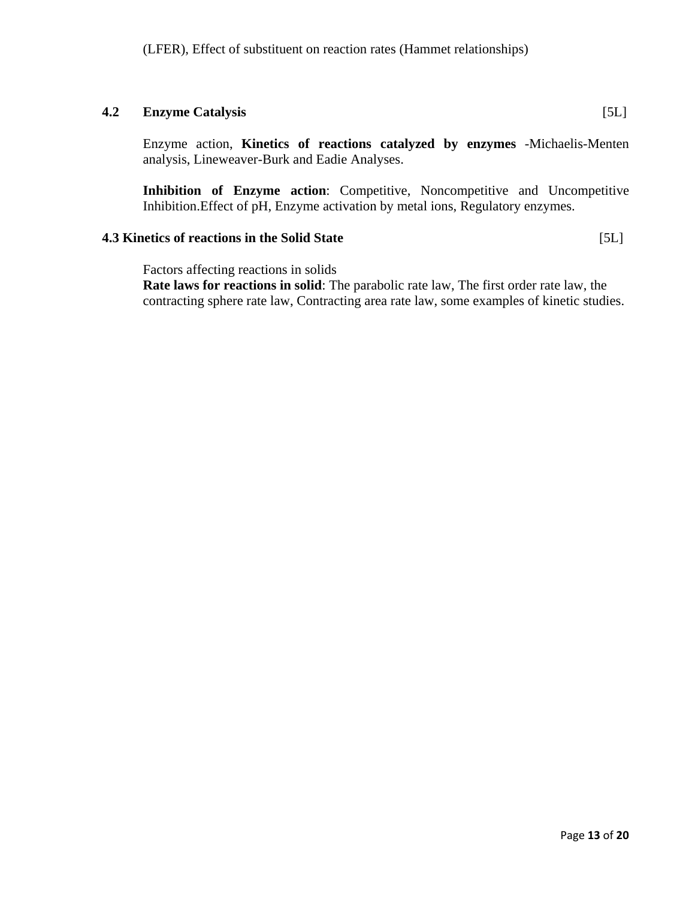(LFER), Effect of substituent on reaction rates (Hammet relationships)

### 4.2 Enzyme Catalysis [5L]

Enzyme action, **Kinetics of reactions catalyzed by enzymes** -Michaelis-Menten analysis, Lineweaver-Burk and Eadie Analyses.

**Inhibition of Enzyme action**: Competitive, Noncompetitive and Uncompetitive Inhibition.Effect of pH, Enzyme activation by metal ions, Regulatory enzymes.

### 4.3 Kinetics of reactions in the Solid State [5L]

Factors affecting reactions in solids

**Rate laws for reactions in solid**: The parabolic rate law, The first order rate law, the contracting sphere rate law, Contracting area rate law, some examples of kinetic studies.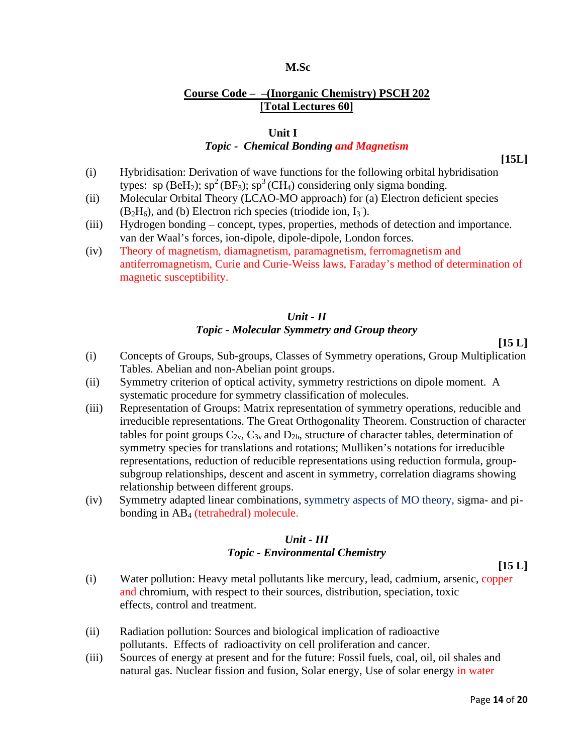**M.Sc**

**Course Code – –(Inorganic Chemistry) PSCH 202**
**[Total Lectures 60]**

## Unit I

### *Topic - Chemical Bonding and Magnetism*

**[15L]**

(i) Hybridisation: Derivation of wave functions for the following orbital hybridisation types: sp ($BeH_2$); $sp^2$ ($BF_3$); $sp^3$ ($CH_4$) considering only sigma bonding.

(ii) Molecular Orbital Theory (LCAO-MO approach) for (a) Electron deficient species ($B_2H_6$), and (b) Electron rich species (triodide ion, $I_3^-$).

(iii) Hydrogen bonding – concept, types, properties, methods of detection and importance. van der Waal's forces, ion-dipole, dipole-dipole, London forces.

(iv) Theory of magnetism, diamagnetism, paramagnetism, ferromagnetism and antiferromagnetism, Curie and Curie-Weiss laws, Faraday's method of determination of magnetic susceptibility.

## *Unit - II*

### *Topic - Molecular Symmetry and Group theory*

**[15 L]**

(i) Concepts of Groups, Sub-groups, Classes of Symmetry operations, Group Multiplication Tables. Abelian and non-Abelian point groups.

(ii) Symmetry criterion of optical activity, symmetry restrictions on dipole moment. A systematic procedure for symmetry classification of molecules.

(iii) Representation of Groups: Matrix representation of symmetry operations, reducible and irreducible representations. The Great Orthogonality Theorem. Construction of character tables for point groups $C_{2v}$, $C_{3v}$ and $D_{2h}$, structure of character tables, determination of symmetry species for translations and rotations; Mulliken's notations for irreducible representations, reduction of reducible representations using reduction formula, group-subgroup relationships, descent and ascent in symmetry, correlation diagrams showing relationship between different groups.

(iv) Symmetry adapted linear combinations, symmetry aspects of MO theory, sigma- and pi-bonding in $AB_4$ (tetrahedral) molecule.

## *Unit - III*

### *Topic - Environmental Chemistry*

**[15 L]**

(i) Water pollution: Heavy metal pollutants like mercury, lead, cadmium, arsenic, copper and chromium, with respect to their sources, distribution, speciation, toxic effects, control and treatment.

(ii) Radiation pollution: Sources and biological implication of radioactive pollutants. Effects of radioactivity on cell proliferation and cancer.

(iii) Sources of energy at present and for the future: Fossil fuels, coal, oil, oil shales and natural gas. Nuclear fission and fusion, Solar energy, Use of solar energy in water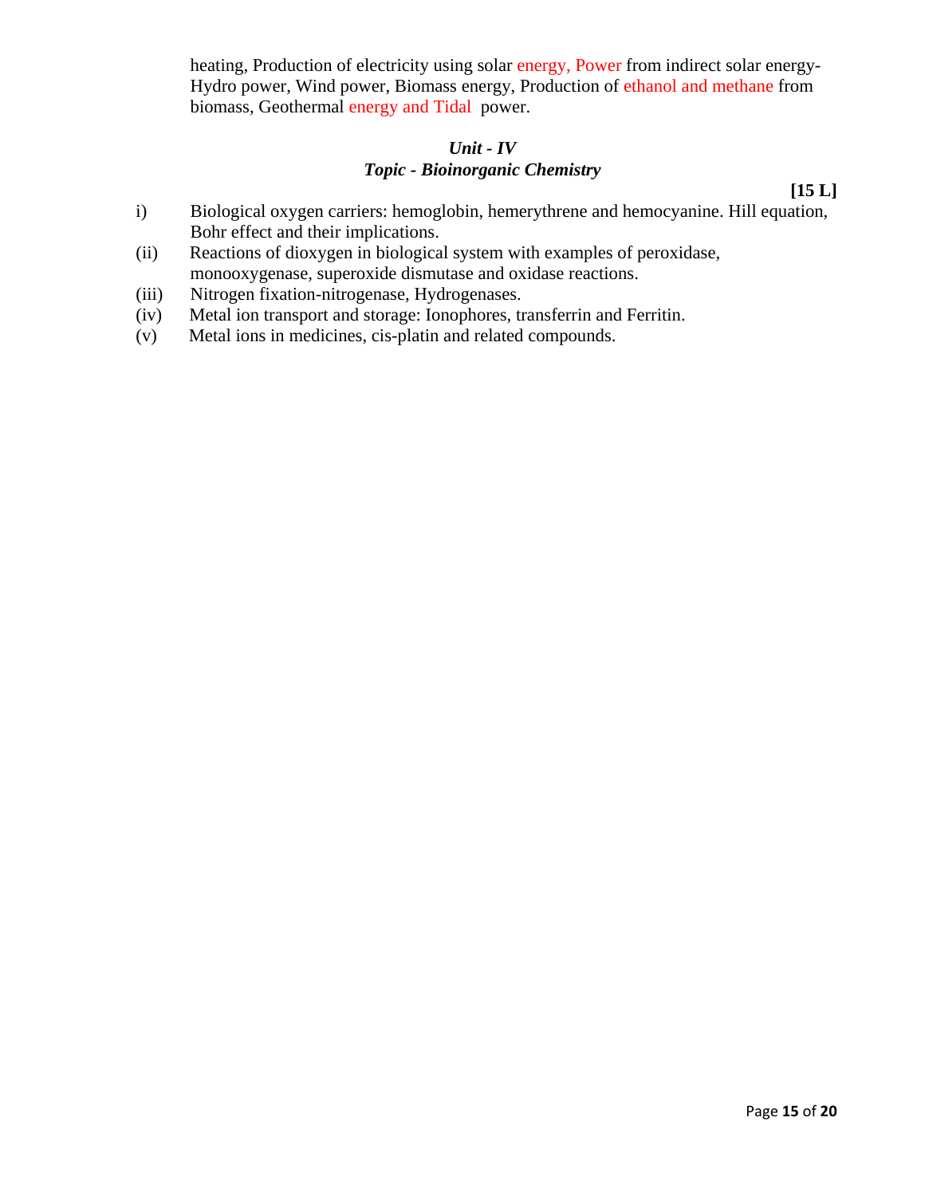heating, Production of electricity using solar energy, Power from indirect solar energy-Hydro power, Wind power, Biomass energy, Production of ethanol and methane from biomass, Geothermal energy and Tidal power.

### *Unit - IV*
### *Topic - Bioinorganic Chemistry*

**[15 L]**

i) Biological oxygen carriers: hemoglobin, hemerythrene and hemocyanine. Hill equation, Bohr effect and their implications.

(ii) Reactions of dioxygen in biological system with examples of peroxidase, monooxygenase, superoxide dismutase and oxidase reactions.

(iii) Nitrogen fixation-nitrogenase, Hydrogenases.

(iv) Metal ion transport and storage: Ionophores, transferrin and Ferritin.

(v) Metal ions in medicines, cis-platin and related compounds.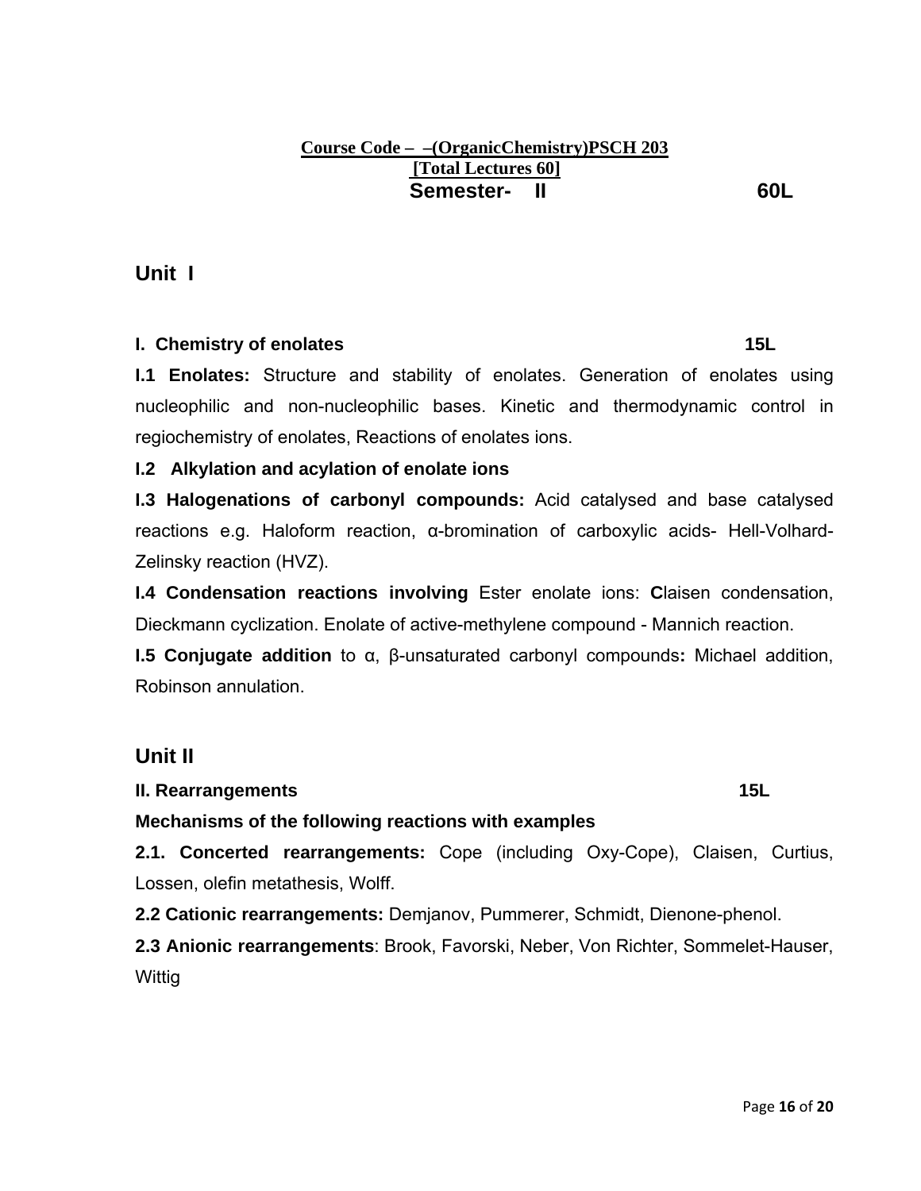**Course Code – –(OrganicChemistry)PSCH 203**
**[Total Lectures 60]**
**Semester- II 60L**

## Unit I

**I. Chemistry of enolates 15L**

**I.1 Enolates:** Structure and stability of enolates. Generation of enolates using nucleophilic and non-nucleophilic bases. Kinetic and thermodynamic control in regiochemistry of enolates, Reactions of enolates ions.

**I.2 Alkylation and acylation of enolate ions**

**I.3 Halogenations of carbonyl compounds:** Acid catalysed and base catalysed reactions e.g. Haloform reaction, α-bromination of carboxylic acids- Hell-Volhard-Zelinsky reaction (HVZ).

**I.4 Condensation reactions involving** Ester enolate ions: **C**laisen condensation, Dieckmann cyclization. Enolate of active-methylene compound - Mannich reaction.

**I.5 Conjugate addition** to α, β-unsaturated carbonyl compounds**:** Michael addition, Robinson annulation.

## Unit II

**II. Rearrangements 15L**

**Mechanisms of the following reactions with examples**

**2.1. Concerted rearrangements:** Cope (including Oxy-Cope), Claisen, Curtius, Lossen, olefin metathesis, Wolff.

**2.2 Cationic rearrangements:** Demjanov, Pummerer, Schmidt, Dienone-phenol.

**2.3 Anionic rearrangements**: Brook, Favorski, Neber, Von Richter, Sommelet-Hauser, Wittig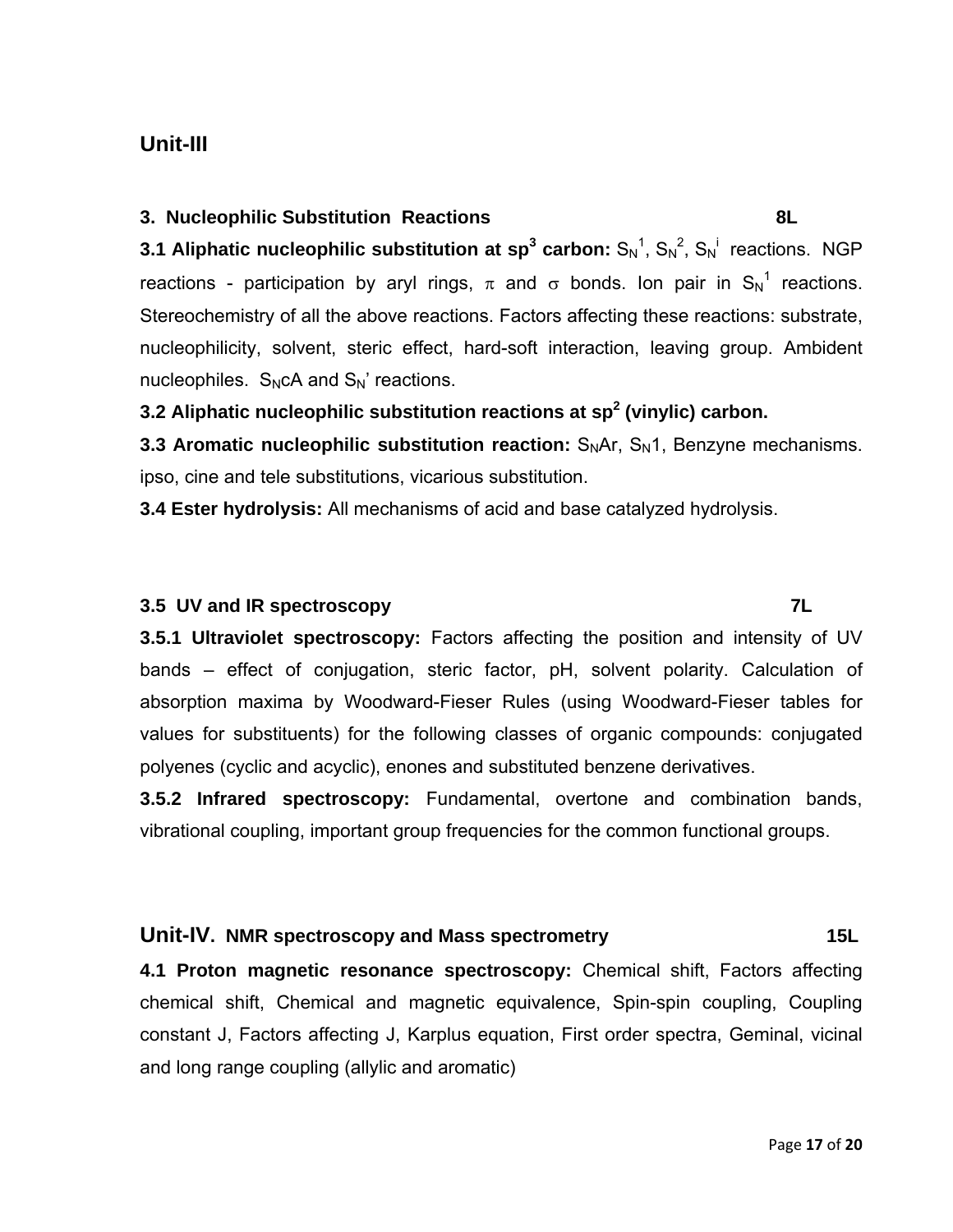## Unit-III

### 3. Nucleophilic Substitution Reactions 8L

**3.1 Aliphatic nucleophilic substitution at $sp^3$ carbon:** $S_N1$, $S_N2$, $S_Ni$ reactions. NGP reactions - participation by aryl rings, $\pi$ and $\sigma$ bonds. Ion pair in $S_N1$ reactions. Stereochemistry of all the above reactions. Factors affecting these reactions: substrate, nucleophilicity, solvent, steric effect, hard-soft interaction, leaving group. Ambident nucleophiles. $S_NcA$ and $S_N'$ reactions.

**3.2 Aliphatic nucleophilic substitution reactions at $sp^2$ (vinylic) carbon.**

**3.3 Aromatic nucleophilic substitution reaction:** $S_NAr$, $S_N1$, Benzyne mechanisms. ipso, cine and tele substitutions, vicarious substitution.

**3.4 Ester hydrolysis:** All mechanisms of acid and base catalyzed hydrolysis.

### 3.5 UV and IR spectroscopy 7L

**3.5.1 Ultraviolet spectroscopy:** Factors affecting the position and intensity of UV bands – effect of conjugation, steric factor, pH, solvent polarity. Calculation of absorption maxima by Woodward-Fieser Rules (using Woodward-Fieser tables for values for substituents) for the following classes of organic compounds: conjugated polyenes (cyclic and acyclic), enones and substituted benzene derivatives.

**3.5.2 Infrared spectroscopy:** Fundamental, overtone and combination bands, vibrational coupling, important group frequencies for the common functional groups.

## Unit-IV. NMR spectroscopy and Mass spectrometry 15L

**4.1 Proton magnetic resonance spectroscopy:** Chemical shift, Factors affecting chemical shift, Chemical and magnetic equivalence, Spin-spin coupling, Coupling constant J, Factors affecting J, Karplus equation, First order spectra, Geminal, vicinal and long range coupling (allylic and aromatic)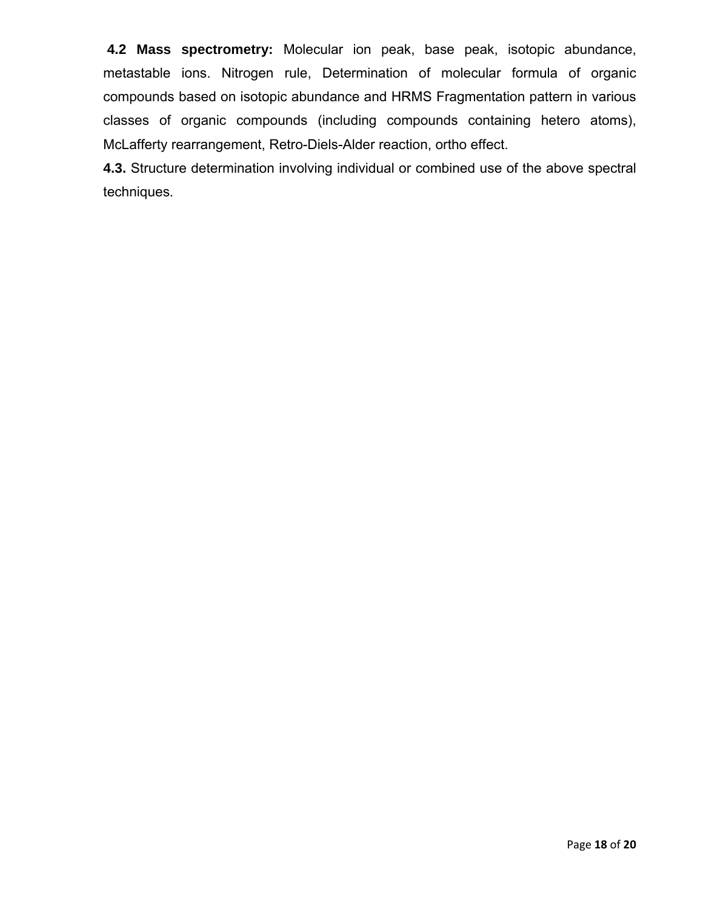**4.2 Mass spectrometry:** Molecular ion peak, base peak, isotopic abundance, metastable ions. Nitrogen rule, Determination of molecular formula of organic compounds based on isotopic abundance and HRMS Fragmentation pattern in various classes of organic compounds (including compounds containing hetero atoms), McLafferty rearrangement, Retro-Diels-Alder reaction, ortho effect.

**4.3.** Structure determination involving individual or combined use of the above spectral techniques.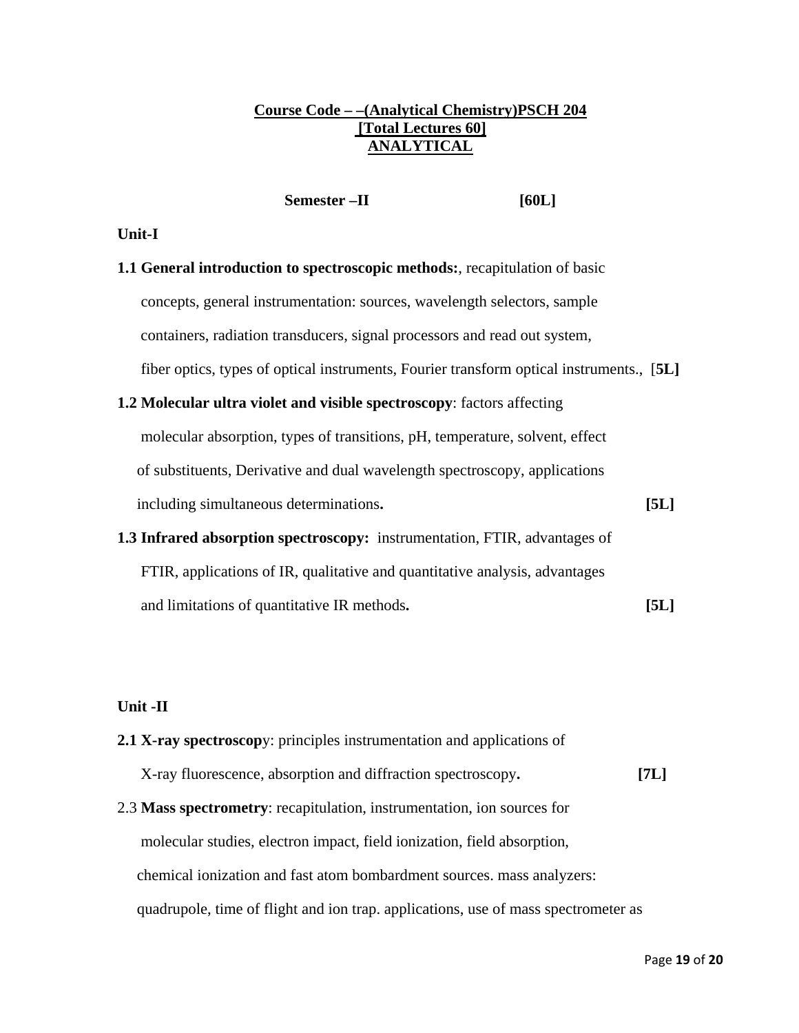**Course Code – –(Analytical Chemistry)PSCH 204**
**[Total Lectures 60]**
**ANALYTICAL**

**Semester –II [60L]**

**Unit-I**

**1.1 General introduction to spectroscopic methods:**, recapitulation of basic concepts, general instrumentation: sources, wavelength selectors, sample containers, radiation transducers, signal processors and read out system, fiber optics, types of optical instruments, Fourier transform optical instruments., [**5L]**

**1.2 Molecular ultra violet and visible spectroscopy**: factors affecting molecular absorption, types of transitions, pH, temperature, solvent, effect of substituents, Derivative and dual wavelength spectroscopy, applications including simultaneous determinations**. [5L]**

**1.3 Infrared absorption spectroscopy:** instrumentation, FTIR, advantages of FTIR, applications of IR, qualitative and quantitative analysis, advantages and limitations of quantitative IR methods**. [5L]**

**Unit -II**

**2.1 X-ray spectroscop**y: principles instrumentation and applications of X-ray fluorescence, absorption and diffraction spectroscopy**. [7L]**

2.3 **Mass spectrometry**: recapitulation, instrumentation, ion sources for molecular studies, electron impact, field ionization, field absorption, chemical ionization and fast atom bombardment sources. mass analyzers: quadrupole, time of flight and ion trap. applications, use of mass spectrometer as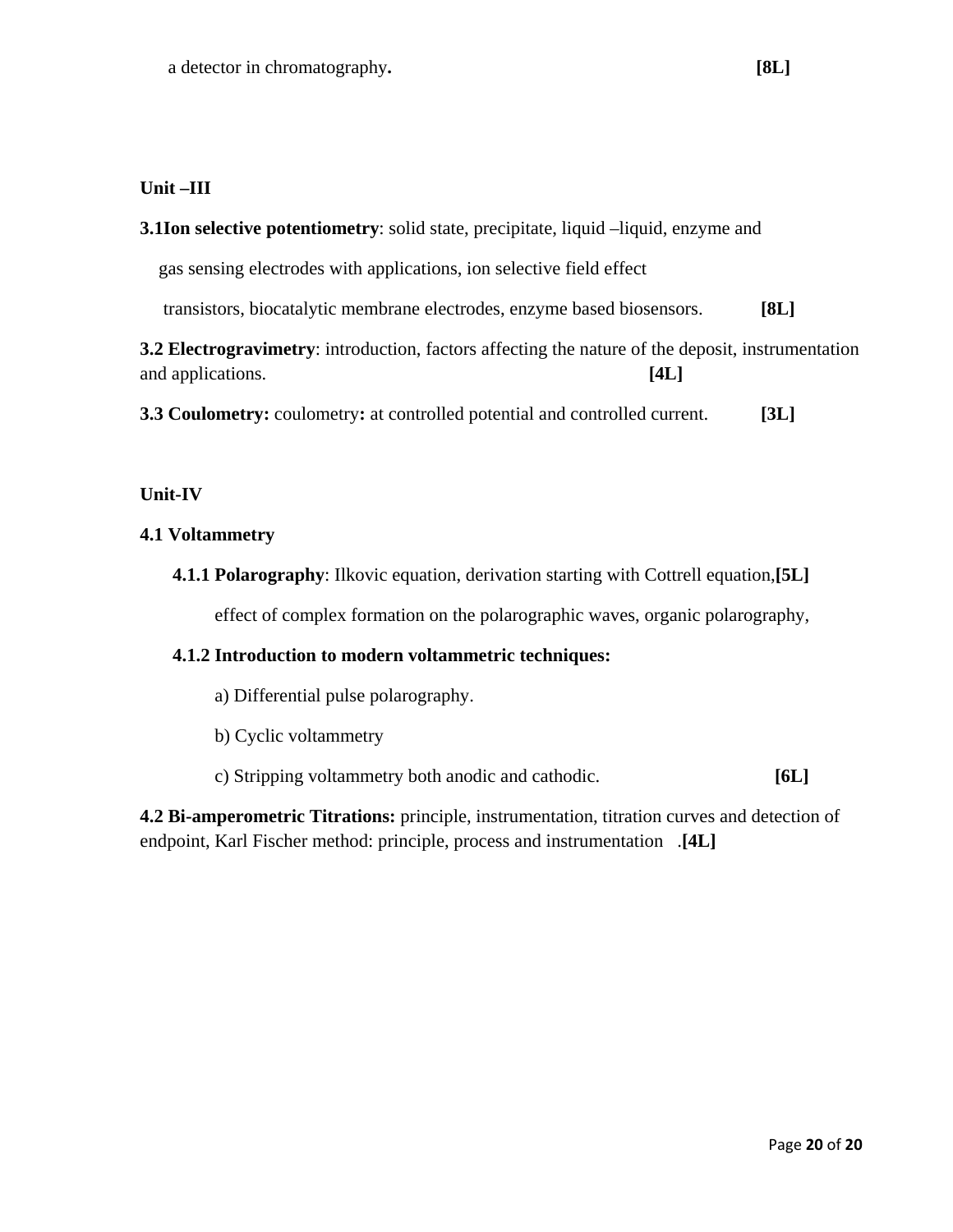a detector in chromatography. **[8L]**

**Unit –III**

**3.1Ion selective potentiometry**: solid state, precipitate, liquid –liquid, enzyme and gas sensing electrodes with applications, ion selective field effect transistors, biocatalytic membrane electrodes, enzyme based biosensors. **[8L]**

**3.2 Electrogravimetry**: introduction, factors affecting the nature of the deposit, instrumentation and applications. **[4L]**

**3.3 Coulometry:** coulometry**:** at controlled potential and controlled current. **[3L]**

**Unit-IV**

**4.1 Voltammetry**

**4.1.1 Polarography**: Ilkovic equation, derivation starting with Cottrell equation,**[5L]** effect of complex formation on the polarographic waves, organic polarography,

**4.1.2 Introduction to modern voltammetric techniques:**

a) Differential pulse polarography.

b) Cyclic voltammetry

c) Stripping voltammetry both anodic and cathodic. **[6L]**

**4.2 Bi-amperometric Titrations:** principle, instrumentation, titration curves and detection of endpoint, Karl Fischer method: principle, process and instrumentation .**[4L]**